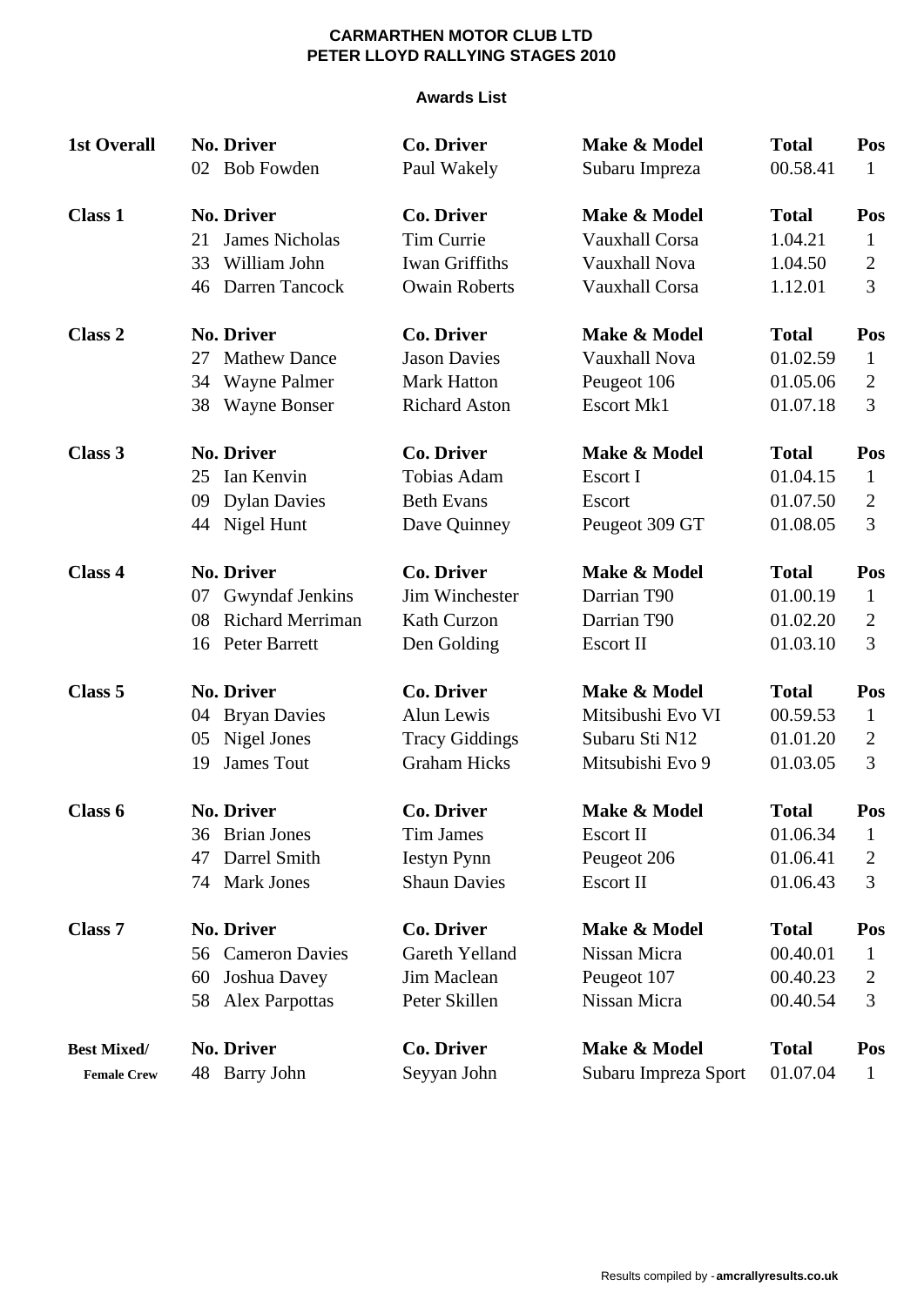# CARMARTHEN MOTOR CLUB LTD
## PETER LLOYD RALLYING STAGES 2010

### Awards List

| | No. | Driver | Co. Driver | Make & Model | Total | Pos |
|---|---|---|---|---|---|---|
| **1st Overall** | 02 | Bob Fowden | Paul Wakely | Subaru Impreza | 00.58.41 | 1 |
| **Class 1** | 21 | James Nicholas | Tim Currie | Vauxhall Corsa | 1.04.21 | 1 |
| | 33 | William John | Iwan Griffiths | Vauxhall Nova | 1.04.50 | 2 |
| | 46 | Darren Tancock | Owain Roberts | Vauxhall Corsa | 1.12.01 | 3 |
| **Class 2** | 27 | Mathew Dance | Jason Davies | Vauxhall Nova | 01.02.59 | 1 |
| | 34 | Wayne Palmer | Mark Hatton | Peugeot 106 | 01.05.06 | 2 |
| | 38 | Wayne Bonser | Richard Aston | Escort Mk1 | 01.07.18 | 3 |
| **Class 3** | 25 | Ian Kenvin | Tobias Adam | Escort I | 01.04.15 | 1 |
| | 09 | Dylan Davies | Beth Evans | Escort | 01.07.50 | 2 |
| | 44 | Nigel Hunt | Dave Quinney | Peugeot 309 GT | 01.08.05 | 3 |
| **Class 4** | 07 | Gwyndaf Jenkins | Jim Winchester | Darrian T90 | 01.00.19 | 1 |
| | 08 | Richard Merriman | Kath Curzon | Darrian T90 | 01.02.20 | 2 |
| | 16 | Peter Barrett | Den Golding | Escort II | 01.03.10 | 3 |
| **Class 5** | 04 | Bryan Davies | Alun Lewis | Mitsibushi Evo VI | 00.59.53 | 1 |
| | 05 | Nigel Jones | Tracy Giddings | Subaru Sti N12 | 01.01.20 | 2 |
| | 19 | James Tout | Graham Hicks | Mitsubishi Evo 9 | 01.03.05 | 3 |
| **Class 6** | 36 | Brian Jones | Tim James | Escort II | 01.06.34 | 1 |
| | 47 | Darrel Smith | Iestyn Pynn | Peugeot 206 | 01.06.41 | 2 |
| | 74 | Mark Jones | Shaun Davies | Escort II | 01.06.43 | 3 |
| **Class 7** | 56 | Cameron Davies | Gareth Yelland | Nissan Micra | 00.40.01 | 1 |
| | 60 | Joshua Davey | Jim Maclean | Peugeot 107 | 00.40.23 | 2 |
| | 58 | Alex Parpottas | Peter Skillen | Nissan Micra | 00.40.54 | 3 |
| **Best Mixed/ Female Crew** | 48 | Barry John | Seyyan John | Subaru Impreza Sport | 01.07.04 | 1 |

Results compiled by - **amcrallyresults.co.uk**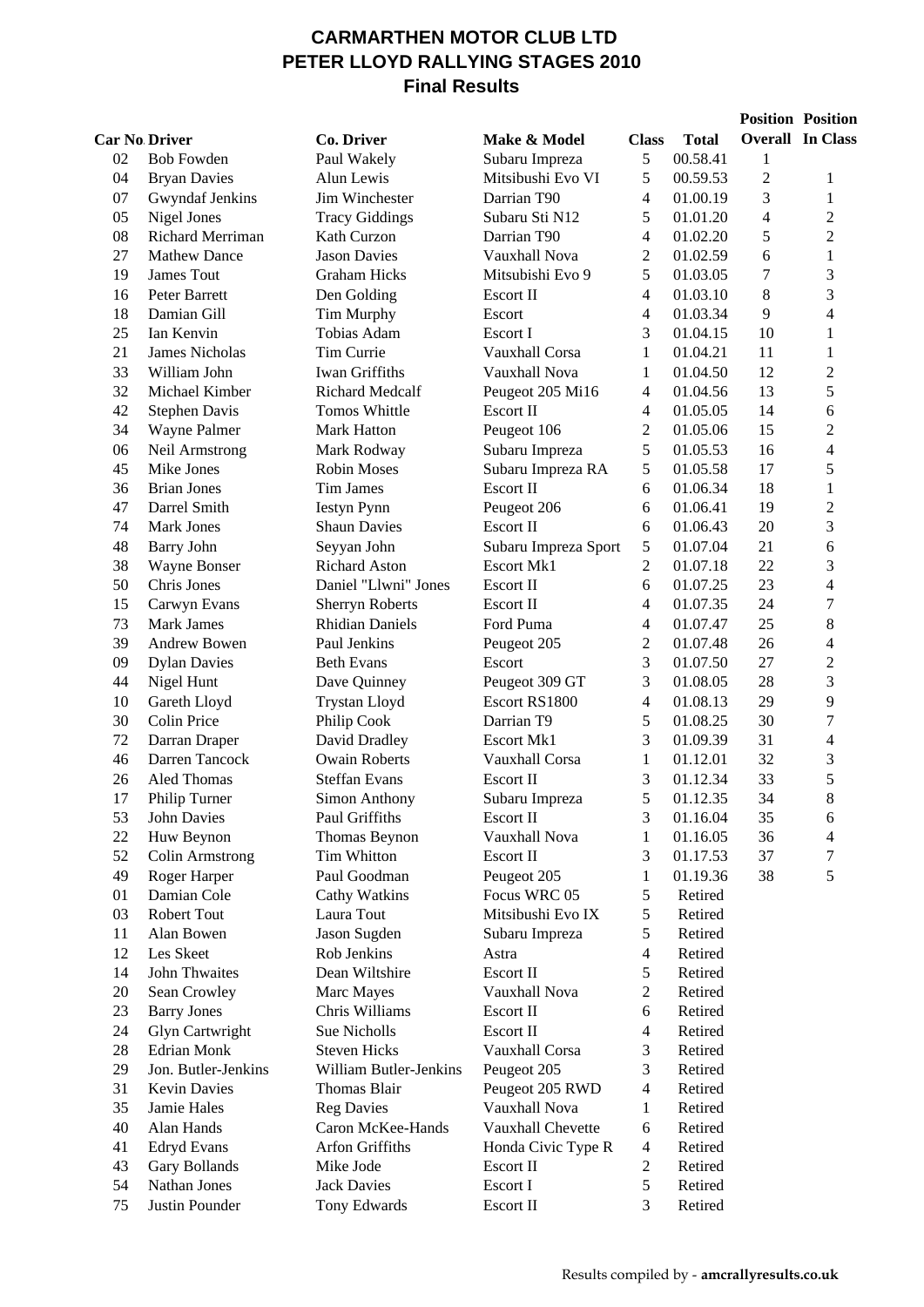# CARMARTHEN MOTOR CLUB LTD
## PETER LLOYD RALLYING STAGES 2010
### Final Results

| Car No. | Driver | Co. Driver | Make & Model | Class | Total | Position Overall | Position In Class |
|---|---|---|---|---|---|---|---|
| 02 | Bob Fowden | Paul Wakely | Subaru Impreza | 5 | 00.58.41 | 1 | |
| 04 | Bryan Davies | Alun Lewis | Mitsibushi Evo VI | 5 | 00.59.53 | 2 | 1 |
| 07 | Gwyndaf Jenkins | Jim Winchester | Darrian T90 | 4 | 01.00.19 | 3 | 1 |
| 05 | Nigel Jones | Tracy Giddings | Subaru Sti N12 | 5 | 01.01.20 | 4 | 2 |
| 08 | Richard Merriman | Kath Curzon | Darrian T90 | 4 | 01.02.20 | 5 | 2 |
| 27 | Mathew Dance | Jason Davies | Vauxhall Nova | 2 | 01.02.59 | 6 | 1 |
| 19 | James Tout | Graham Hicks | Mitsubishi Evo 9 | 5 | 01.03.05 | 7 | 3 |
| 16 | Peter Barrett | Den Golding | Escort II | 4 | 01.03.10 | 8 | 3 |
| 18 | Damian Gill | Tim Murphy | Escort | 4 | 01.03.34 | 9 | 4 |
| 25 | Ian Kenvin | Tobias Adam | Escort I | 3 | 01.04.15 | 10 | 1 |
| 21 | James Nicholas | Tim Currie | Vauxhall Corsa | 1 | 01.04.21 | 11 | 1 |
| 33 | William John | Iwan Griffiths | Vauxhall Nova | 1 | 01.04.50 | 12 | 2 |
| 32 | Michael Kimber | Richard Medcalf | Peugeot 205 Mi16 | 4 | 01.04.56 | 13 | 5 |
| 42 | Stephen Davis | Tomos Whittle | Escort II | 4 | 01.05.05 | 14 | 6 |
| 34 | Wayne Palmer | Mark Hatton | Peugeot 106 | 2 | 01.05.06 | 15 | 2 |
| 06 | Neil Armstrong | Mark Rodway | Subaru Impreza | 5 | 01.05.53 | 16 | 4 |
| 45 | Mike Jones | Robin Moses | Subaru Impreza RA | 5 | 01.05.58 | 17 | 5 |
| 36 | Brian Jones | Tim James | Escort II | 6 | 01.06.34 | 18 | 1 |
| 47 | Darrel Smith | Iestyn Pynn | Peugeot 206 | 6 | 01.06.41 | 19 | 2 |
| 74 | Mark Jones | Shaun Davies | Escort II | 6 | 01.06.43 | 20 | 3 |
| 48 | Barry John | Seyyan John | Subaru Impreza Sport | 5 | 01.07.04 | 21 | 6 |
| 38 | Wayne Bonser | Richard Aston | Escort Mk1 | 2 | 01.07.18 | 22 | 3 |
| 50 | Chris Jones | Daniel "Llwni" Jones | Escort II | 6 | 01.07.25 | 23 | 4 |
| 15 | Carwyn Evans | Sherryn Roberts | Escort II | 4 | 01.07.35 | 24 | 7 |
| 73 | Mark James | Rhidian Daniels | Ford Puma | 4 | 01.07.47 | 25 | 8 |
| 39 | Andrew Bowen | Paul Jenkins | Peugeot 205 | 2 | 01.07.48 | 26 | 4 |
| 09 | Dylan Davies | Beth Evans | Escort | 3 | 01.07.50 | 27 | 2 |
| 44 | Nigel Hunt | Dave Quinney | Peugeot 309 GT | 3 | 01.08.05 | 28 | 3 |
| 10 | Gareth Lloyd | Trystan Lloyd | Escort RS1800 | 4 | 01.08.13 | 29 | 9 |
| 30 | Colin Price | Philip Cook | Darrian T9 | 5 | 01.08.25 | 30 | 7 |
| 72 | Darran Draper | David Dradley | Escort Mk1 | 3 | 01.09.39 | 31 | 4 |
| 46 | Darren Tancock | Owain Roberts | Vauxhall Corsa | 1 | 01.12.01 | 32 | 3 |
| 26 | Aled Thomas | Steffan Evans | Escort II | 3 | 01.12.34 | 33 | 5 |
| 17 | Philip Turner | Simon Anthony | Subaru Impreza | 5 | 01.12.35 | 34 | 8 |
| 53 | John Davies | Paul Griffiths | Escort II | 3 | 01.16.04 | 35 | 6 |
| 22 | Huw Beynon | Thomas Beynon | Vauxhall Nova | 1 | 01.16.05 | 36 | 4 |
| 52 | Colin Armstrong | Tim Whitton | Escort II | 3 | 01.17.53 | 37 | 7 |
| 49 | Roger Harper | Paul Goodman | Peugeot 205 | 1 | 01.19.36 | 38 | 5 |
| 01 | Damian Cole | Cathy Watkins | Focus WRC 05 | 5 | Retired | | |
| 03 | Robert Tout | Laura Tout | Mitsibushi Evo IX | 5 | Retired | | |
| 11 | Alan Bowen | Jason Sugden | Subaru Impreza | 5 | Retired | | |
| 12 | Les Skeet | Rob Jenkins | Astra | 4 | Retired | | |
| 14 | John Thwaites | Dean Wiltshire | Escort II | 5 | Retired | | |
| 20 | Sean Crowley | Marc Mayes | Vauxhall Nova | 2 | Retired | | |
| 23 | Barry Jones | Chris Williams | Escort II | 6 | Retired | | |
| 24 | Glyn Cartwright | Sue Nicholls | Escort II | 4 | Retired | | |
| 28 | Edrian Monk | Steven Hicks | Vauxhall Corsa | 3 | Retired | | |
| 29 | Jon. Butler-Jenkins | William Butler-Jenkins | Peugeot 205 | 3 | Retired | | |
| 31 | Kevin Davies | Thomas Blair | Peugeot 205 RWD | 4 | Retired | | |
| 35 | Jamie Hales | Reg Davies | Vauxhall Nova | 1 | Retired | | |
| 40 | Alan Hands | Caron McKee-Hands | Vauxhall Chevette | 6 | Retired | | |
| 41 | Edryd Evans | Arfon Griffiths | Honda Civic Type R | 4 | Retired | | |
| 43 | Gary Bollands | Mike Jode | Escort II | 2 | Retired | | |
| 54 | Nathan Jones | Jack Davies | Escort I | 5 | Retired | | |
| 75 | Justin Pounder | Tony Edwards | Escort II | 3 | Retired | | |

Results compiled by - **amcrallyresults.co.uk**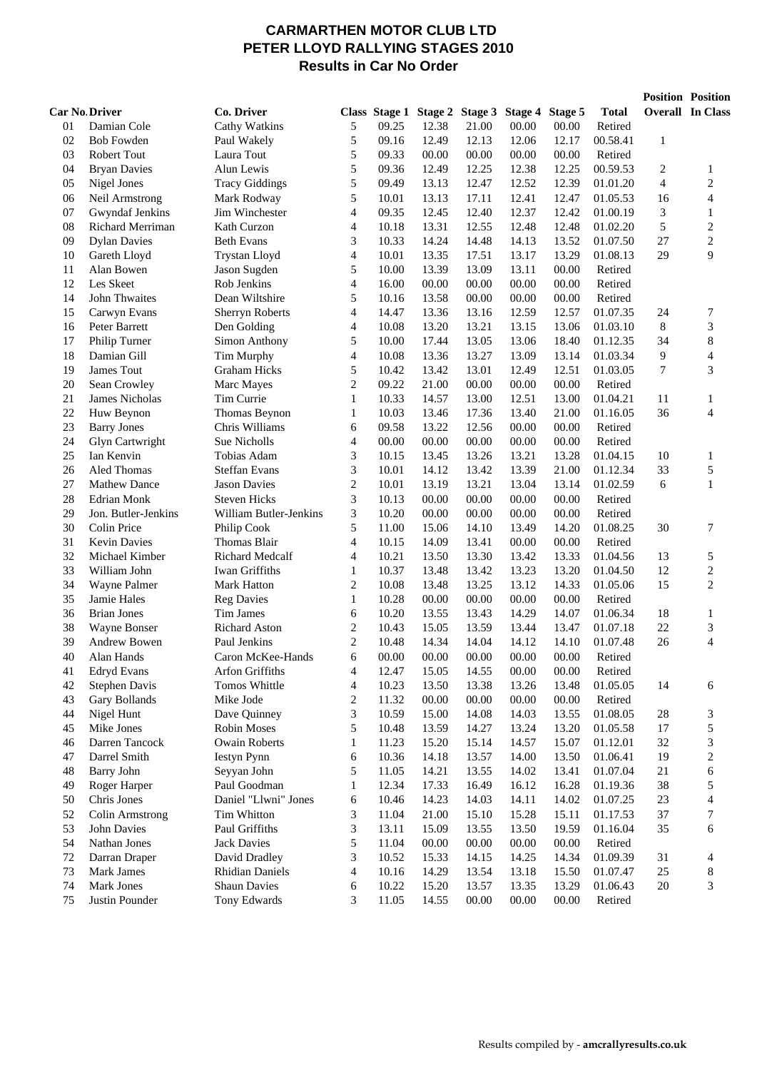# CARMARTHEN MOTOR CLUB LTD
# PETER LLOYD RALLYING STAGES 2010
## Results in Car No Order

| Car No. | Driver | Co. Driver | Class | Stage 1 | Stage 2 | Stage 3 | Stage 4 | Stage 5 | Total | Position Overall | Position In Class |
|---|---|---|---|---|---|---|---|---|---|---|---|
| 01 | Damian Cole | Cathy Watkins | 5 | 09.25 | 12.38 | 21.00 | 00.00 | 00.00 | Retired | | |
| 02 | Bob Fowden | Paul Wakely | 5 | 09.16 | 12.49 | 12.13 | 12.06 | 12.17 | 00.58.41 | 1 | |
| 03 | Robert Tout | Laura Tout | 5 | 09.33 | 00.00 | 00.00 | 00.00 | 00.00 | Retired | | |
| 04 | Bryan Davies | Alun Lewis | 5 | 09.36 | 12.49 | 12.25 | 12.38 | 12.25 | 00.59.53 | 2 | 1 |
| 05 | Nigel Jones | Tracy Giddings | 5 | 09.49 | 13.13 | 12.47 | 12.52 | 12.39 | 01.01.20 | 4 | 2 |
| 06 | Neil Armstrong | Mark Rodway | 5 | 10.01 | 13.13 | 17.11 | 12.41 | 12.47 | 01.05.53 | 16 | 4 |
| 07 | Gwyndaf Jenkins | Jim Winchester | 4 | 09.35 | 12.45 | 12.40 | 12.37 | 12.42 | 01.00.19 | 3 | 1 |
| 08 | Richard Merriman | Kath Curzon | 4 | 10.18 | 13.31 | 12.55 | 12.48 | 12.48 | 01.02.20 | 5 | 2 |
| 09 | Dylan Davies | Beth Evans | 3 | 10.33 | 14.24 | 14.48 | 14.13 | 13.52 | 01.07.50 | 27 | 2 |
| 10 | Gareth Lloyd | Trystan Lloyd | 4 | 10.01 | 13.35 | 17.51 | 13.17 | 13.29 | 01.08.13 | 29 | 9 |
| 11 | Alan Bowen | Jason Sugden | 5 | 10.00 | 13.39 | 13.09 | 13.11 | 00.00 | Retired | | |
| 12 | Les Skeet | Rob Jenkins | 4 | 16.00 | 00.00 | 00.00 | 00.00 | 00.00 | Retired | | |
| 14 | John Thwaites | Dean Wiltshire | 5 | 10.16 | 13.58 | 00.00 | 00.00 | 00.00 | Retired | | |
| 15 | Carwyn Evans | Sherryn Roberts | 4 | 14.47 | 13.36 | 13.16 | 12.59 | 12.57 | 01.07.35 | 24 | 7 |
| 16 | Peter Barrett | Den Golding | 4 | 10.08 | 13.20 | 13.21 | 13.15 | 13.06 | 01.03.10 | 8 | 3 |
| 17 | Philip Turner | Simon Anthony | 5 | 10.00 | 17.44 | 13.05 | 13.06 | 18.40 | 01.12.35 | 34 | 8 |
| 18 | Damian Gill | Tim Murphy | 4 | 10.08 | 13.36 | 13.27 | 13.09 | 13.14 | 01.03.34 | 9 | 4 |
| 19 | James Tout | Graham Hicks | 5 | 10.42 | 13.42 | 13.01 | 12.49 | 12.51 | 01.03.05 | 7 | 3 |
| 20 | Sean Crowley | Marc Mayes | 2 | 09.22 | 21.00 | 00.00 | 00.00 | 00.00 | Retired | | |
| 21 | James Nicholas | Tim Currie | 1 | 10.33 | 14.57 | 13.00 | 12.51 | 13.00 | 01.04.21 | 11 | 1 |
| 22 | Huw Beynon | Thomas Beynon | 1 | 10.03 | 13.46 | 17.36 | 13.40 | 21.00 | 01.16.05 | 36 | 4 |
| 23 | Barry Jones | Chris Williams | 6 | 09.58 | 13.22 | 12.56 | 00.00 | 00.00 | Retired | | |
| 24 | Glyn Cartwright | Sue Nicholls | 4 | 00.00 | 00.00 | 00.00 | 00.00 | 00.00 | Retired | | |
| 25 | Ian Kenvin | Tobias Adam | 3 | 10.15 | 13.45 | 13.26 | 13.21 | 13.28 | 01.04.15 | 10 | 1 |
| 26 | Aled Thomas | Steffan Evans | 3 | 10.01 | 14.12 | 13.42 | 13.39 | 21.00 | 01.12.34 | 33 | 5 |
| 27 | Mathew Dance | Jason Davies | 2 | 10.01 | 13.19 | 13.21 | 13.04 | 13.14 | 01.02.59 | 6 | 1 |
| 28 | Edrian Monk | Steven Hicks | 3 | 10.13 | 00.00 | 00.00 | 00.00 | 00.00 | Retired | | |
| 29 | Jon. Butler-Jenkins | William Butler-Jenkins | 3 | 10.20 | 00.00 | 00.00 | 00.00 | 00.00 | Retired | | |
| 30 | Colin Price | Philip Cook | 5 | 11.00 | 15.06 | 14.10 | 13.49 | 14.20 | 01.08.25 | 30 | 7 |
| 31 | Kevin Davies | Thomas Blair | 4 | 10.15 | 14.09 | 13.41 | 00.00 | 00.00 | Retired | | |
| 32 | Michael Kimber | Richard Medcalf | 4 | 10.21 | 13.50 | 13.30 | 13.42 | 13.33 | 01.04.56 | 13 | 5 |
| 33 | William John | Iwan Griffiths | 1 | 10.37 | 13.48 | 13.42 | 13.23 | 13.20 | 01.04.50 | 12 | 2 |
| 34 | Wayne Palmer | Mark Hatton | 2 | 10.08 | 13.48 | 13.25 | 13.12 | 14.33 | 01.05.06 | 15 | 2 |
| 35 | Jamie Hales | Reg Davies | 1 | 10.28 | 00.00 | 00.00 | 00.00 | 00.00 | Retired | | |
| 36 | Brian Jones | Tim James | 6 | 10.20 | 13.55 | 13.43 | 14.29 | 14.07 | 01.06.34 | 18 | 1 |
| 38 | Wayne Bonser | Richard Aston | 2 | 10.43 | 15.05 | 13.59 | 13.44 | 13.47 | 01.07.18 | 22 | 3 |
| 39 | Andrew Bowen | Paul Jenkins | 2 | 10.48 | 14.34 | 14.04 | 14.12 | 14.10 | 01.07.48 | 26 | 4 |
| 40 | Alan Hands | Caron McKee-Hands | 6 | 00.00 | 00.00 | 00.00 | 00.00 | 00.00 | Retired | | |
| 41 | Edryd Evans | Arfon Griffiths | 4 | 12.47 | 15.05 | 14.55 | 00.00 | 00.00 | Retired | | |
| 42 | Stephen Davis | Tomos Whittle | 4 | 10.23 | 13.50 | 13.38 | 13.26 | 13.48 | 01.05.05 | 14 | 6 |
| 43 | Gary Bollands | Mike Jode | 2 | 11.32 | 00.00 | 00.00 | 00.00 | 00.00 | Retired | | |
| 44 | Nigel Hunt | Dave Quinney | 3 | 10.59 | 15.00 | 14.08 | 14.03 | 13.55 | 01.08.05 | 28 | 3 |
| 45 | Mike Jones | Robin Moses | 5 | 10.48 | 13.59 | 14.27 | 13.24 | 13.20 | 01.05.58 | 17 | 5 |
| 46 | Darren Tancock | Owain Roberts | 1 | 11.23 | 15.20 | 15.14 | 14.57 | 15.07 | 01.12.01 | 32 | 3 |
| 47 | Darrel Smith | Iestyn Pynn | 6 | 10.36 | 14.18 | 13.57 | 14.00 | 13.50 | 01.06.41 | 19 | 2 |
| 48 | Barry John | Seyyan John | 5 | 11.05 | 14.21 | 13.55 | 14.02 | 13.41 | 01.07.04 | 21 | 6 |
| 49 | Roger Harper | Paul Goodman | 1 | 12.34 | 17.33 | 16.49 | 16.12 | 16.28 | 01.19.36 | 38 | 5 |
| 50 | Chris Jones | Daniel "Llwni" Jones | 6 | 10.46 | 14.23 | 14.03 | 14.11 | 14.02 | 01.07.25 | 23 | 4 |
| 52 | Colin Armstrong | Tim Whitton | 3 | 11.04 | 21.00 | 15.10 | 15.28 | 15.11 | 01.17.53 | 37 | 7 |
| 53 | John Davies | Paul Griffiths | 3 | 13.11 | 15.09 | 13.55 | 13.50 | 19.59 | 01.16.04 | 35 | 6 |
| 54 | Nathan Jones | Jack Davies | 5 | 11.04 | 00.00 | 00.00 | 00.00 | 00.00 | Retired | | |
| 72 | Darran Draper | David Dradley | 3 | 10.52 | 15.33 | 14.15 | 14.25 | 14.34 | 01.09.39 | 31 | 4 |
| 73 | Mark James | Rhidian Daniels | 4 | 10.16 | 14.29 | 13.54 | 13.18 | 15.50 | 01.07.47 | 25 | 8 |
| 74 | Mark Jones | Shaun Davies | 6 | 10.22 | 15.20 | 13.57 | 13.35 | 13.29 | 01.06.43 | 20 | 3 |
| 75 | Justin Pounder | Tony Edwards | 3 | 11.05 | 14.55 | 00.00 | 00.00 | 00.00 | Retired | | |

Results compiled by - **amcrallyresults.co.uk**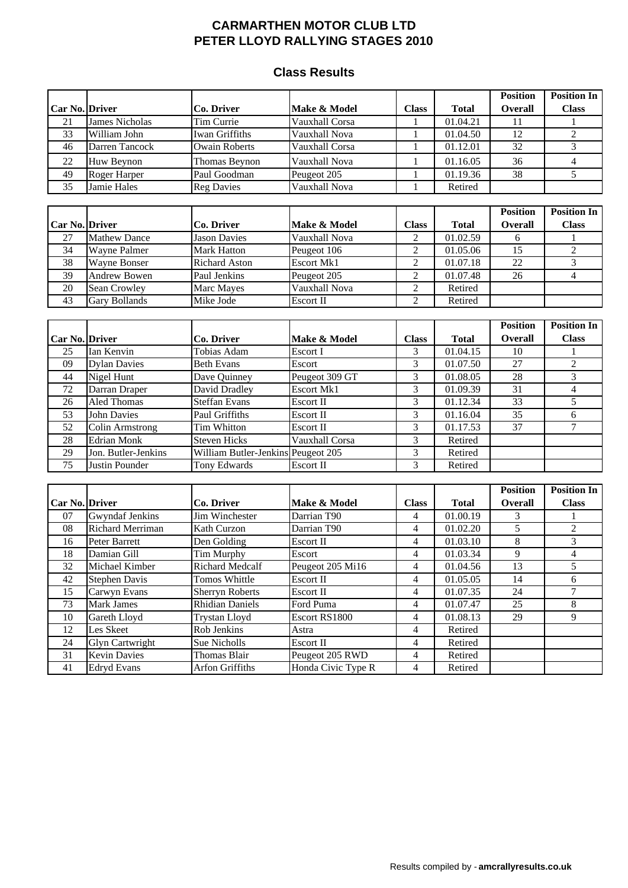# CARMARTHEN MOTOR CLUB LTD
# PETER LLOYD RALLYING STAGES 2010

## Class Results

| Car No. | Driver | Co. Driver | Make & Model | Class | Total | Position Overall | Position In Class |
|---|---|---|---|---|---|---|---|
| 21 | James Nicholas | Tim Currie | Vauxhall Corsa | 1 | 01.04.21 | 11 | 1 |
| 33 | William John | Iwan Griffiths | Vauxhall Nova | 1 | 01.04.50 | 12 | 2 |
| 46 | Darren Tancock | Owain Roberts | Vauxhall Corsa | 1 | 01.12.01 | 32 | 3 |
| 22 | Huw Beynon | Thomas Beynon | Vauxhall Nova | 1 | 01.16.05 | 36 | 4 |
| 49 | Roger Harper | Paul Goodman | Peugeot 205 | 1 | 01.19.36 | 38 | 5 |
| 35 | Jamie Hales | Reg Davies | Vauxhall Nova | 1 | Retired | | |

| Car No. | Driver | Co. Driver | Make & Model | Class | Total | Position Overall | Position In Class |
|---|---|---|---|---|---|---|---|
| 27 | Mathew Dance | Jason Davies | Vauxhall Nova | 2 | 01.02.59 | 6 | 1 |
| 34 | Wayne Palmer | Mark Hatton | Peugeot 106 | 2 | 01.05.06 | 15 | 2 |
| 38 | Wayne Bonser | Richard Aston | Escort Mk1 | 2 | 01.07.18 | 22 | 3 |
| 39 | Andrew Bowen | Paul Jenkins | Peugeot 205 | 2 | 01.07.48 | 26 | 4 |
| 20 | Sean Crowley | Marc Mayes | Vauxhall Nova | 2 | Retired | | |
| 43 | Gary Bollands | Mike Jode | Escort II | 2 | Retired | | |

| Car No. | Driver | Co. Driver | Make & Model | Class | Total | Position Overall | Position In Class |
|---|---|---|---|---|---|---|---|
| 25 | Ian Kenvin | Tobias Adam | Escort I | 3 | 01.04.15 | 10 | 1 |
| 09 | Dylan Davies | Beth Evans | Escort | 3 | 01.07.50 | 27 | 2 |
| 44 | Nigel Hunt | Dave Quinney | Peugeot 309 GT | 3 | 01.08.05 | 28 | 3 |
| 72 | Darran Draper | David Dradley | Escort Mk1 | 3 | 01.09.39 | 31 | 4 |
| 26 | Aled Thomas | Steffan Evans | Escort II | 3 | 01.12.34 | 33 | 5 |
| 53 | John Davies | Paul Griffiths | Escort II | 3 | 01.16.04 | 35 | 6 |
| 52 | Colin Armstrong | Tim Whitton | Escort II | 3 | 01.17.53 | 37 | 7 |
| 28 | Edrian Monk | Steven Hicks | Vauxhall Corsa | 3 | Retired | | |
| 29 | Jon. Butler-Jenkins | William Butler-Jenkins | Peugeot 205 | 3 | Retired | | |
| 75 | Justin Pounder | Tony Edwards | Escort II | 3 | Retired | | |

| Car No. | Driver | Co. Driver | Make & Model | Class | Total | Position Overall | Position In Class |
|---|---|---|---|---|---|---|---|
| 07 | Gwyndaf Jenkins | Jim Winchester | Darrian T90 | 4 | 01.00.19 | 3 | 1 |
| 08 | Richard Merriman | Kath Curzon | Darrian T90 | 4 | 01.02.20 | 5 | 2 |
| 16 | Peter Barrett | Den Golding | Escort II | 4 | 01.03.10 | 8 | 3 |
| 18 | Damian Gill | Tim Murphy | Escort | 4 | 01.03.34 | 9 | 4 |
| 32 | Michael Kimber | Richard Medcalf | Peugeot 205 Mi16 | 4 | 01.04.56 | 13 | 5 |
| 42 | Stephen Davis | Tomos Whittle | Escort II | 4 | 01.05.05 | 14 | 6 |
| 15 | Carwyn Evans | Sherryn Roberts | Escort II | 4 | 01.07.35 | 24 | 7 |
| 73 | Mark James | Rhidian Daniels | Ford Puma | 4 | 01.07.47 | 25 | 8 |
| 10 | Gareth Lloyd | Trystan Lloyd | Escort RS1800 | 4 | 01.08.13 | 29 | 9 |
| 12 | Les Skeet | Rob Jenkins | Astra | 4 | Retired | | |
| 24 | Glyn Cartwright | Sue Nicholls | Escort II | 4 | Retired | | |
| 31 | Kevin Davies | Thomas Blair | Peugeot 205 RWD | 4 | Retired | | |
| 41 | Edryd Evans | Arfon Griffiths | Honda Civic Type R | 4 | Retired | | |

Results compiled by - **amcrallyresults.co.uk**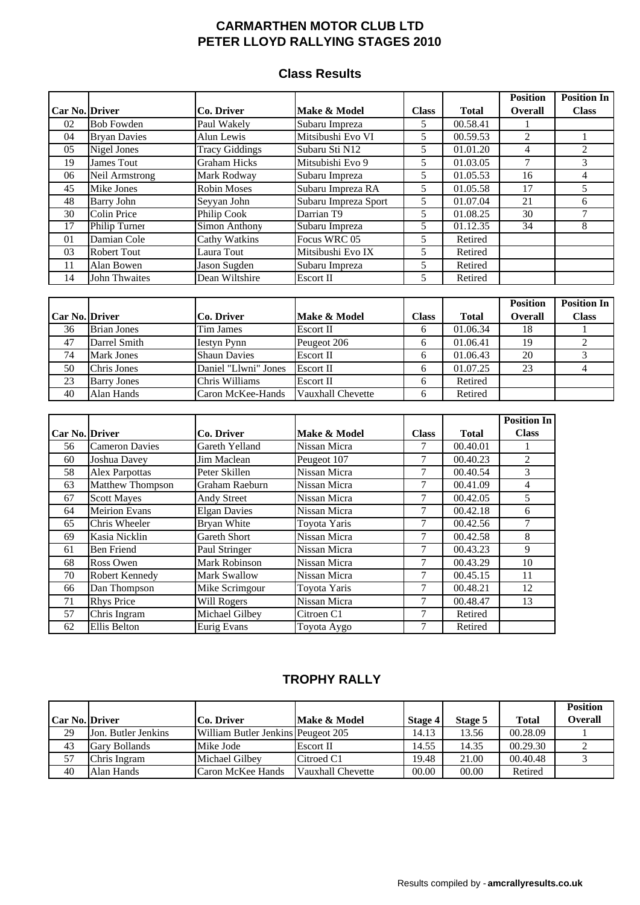# CARMARTHEN MOTOR CLUB LTD
# PETER LLOYD RALLYING STAGES 2010

## Class Results

| Car No. | Driver | Co. Driver | Make & Model | Class | Total | Position Overall | Position In Class |
|---|---|---|---|---|---|---|---|
| 02 | Bob Fowden | Paul Wakely | Subaru Impreza | 5 | 00.58.41 | 1 | |
| 04 | Bryan Davies | Alun Lewis | Mitsibushi Evo VI | 5 | 00.59.53 | 2 | 1 |
| 05 | Nigel Jones | Tracy Giddings | Subaru Sti N12 | 5 | 01.01.20 | 4 | 2 |
| 19 | James Tout | Graham Hicks | Mitsubishi Evo 9 | 5 | 01.03.05 | 7 | 3 |
| 06 | Neil Armstrong | Mark Rodway | Subaru Impreza | 5 | 01.05.53 | 16 | 4 |
| 45 | Mike Jones | Robin Moses | Subaru Impreza RA | 5 | 01.05.58 | 17 | 5 |
| 48 | Barry John | Seyyan John | Subaru Impreza Sport | 5 | 01.07.04 | 21 | 6 |
| 30 | Colin Price | Philip Cook | Darrian T9 | 5 | 01.08.25 | 30 | 7 |
| 17 | Philip Turner | Simon Anthony | Subaru Impreza | 5 | 01.12.35 | 34 | 8 |
| 01 | Damian Cole | Cathy Watkins | Focus WRC 05 | 5 | Retired | | |
| 03 | Robert Tout | Laura Tout | Mitsibushi Evo IX | 5 | Retired | | |
| 11 | Alan Bowen | Jason Sugden | Subaru Impreza | 5 | Retired | | |
| 14 | John Thwaites | Dean Wiltshire | Escort II | 5 | Retired | | |

| Car No. | Driver | Co. Driver | Make & Model | Class | Total | Position Overall | Position In Class |
|---|---|---|---|---|---|---|---|
| 36 | Brian Jones | Tim James | Escort II | 6 | 01.06.34 | 18 | 1 |
| 47 | Darrel Smith | Iestyn Pynn | Peugeot 206 | 6 | 01.06.41 | 19 | 2 |
| 74 | Mark Jones | Shaun Davies | Escort II | 6 | 01.06.43 | 20 | 3 |
| 50 | Chris Jones | Daniel "Llwni" Jones | Escort II | 6 | 01.07.25 | 23 | 4 |
| 23 | Barry Jones | Chris Williams | Escort II | 6 | Retired | | |
| 40 | Alan Hands | Caron McKee-Hands | Vauxhall Chevette | 6 | Retired | | |

| Car No. | Driver | Co. Driver | Make & Model | Class | Total | Position In Class |
|---|---|---|---|---|---|---|
| 56 | Cameron Davies | Gareth Yelland | Nissan Micra | 7 | 00.40.01 | 1 |
| 60 | Joshua Davey | Jim Maclean | Peugeot 107 | 7 | 00.40.23 | 2 |
| 58 | Alex Parpottas | Peter Skillen | Nissan Micra | 7 | 00.40.54 | 3 |
| 63 | Matthew Thompson | Graham Raeburn | Nissan Micra | 7 | 00.41.09 | 4 |
| 67 | Scott Mayes | Andy Street | Nissan Micra | 7 | 00.42.05 | 5 |
| 64 | Meirion Evans | Elgan Davies | Nissan Micra | 7 | 00.42.18 | 6 |
| 65 | Chris Wheeler | Bryan White | Toyota Yaris | 7 | 00.42.56 | 7 |
| 69 | Kasia Nicklin | Gareth Short | Nissan Micra | 7 | 00.42.58 | 8 |
| 61 | Ben Friend | Paul Stringer | Nissan Micra | 7 | 00.43.23 | 9 |
| 68 | Ross Owen | Mark Robinson | Nissan Micra | 7 | 00.43.29 | 10 |
| 70 | Robert Kennedy | Mark Swallow | Nissan Micra | 7 | 00.45.15 | 11 |
| 66 | Dan Thompson | Mike Scrimgour | Toyota Yaris | 7 | 00.48.21 | 12 |
| 71 | Rhys Price | Will Rogers | Nissan Micra | 7 | 00.48.47 | 13 |
| 57 | Chris Ingram | Michael Gilbey | Citroen C1 | 7 | Retired | |
| 62 | Ellis Belton | Eurig Evans | Toyota Aygo | 7 | Retired | |

## TROPHY RALLY

| Car No. | Driver | Co. Driver | Make & Model | Stage 4 | Stage 5 | Total | Position Overall |
|---|---|---|---|---|---|---|---|
| 29 | Jon. Butler Jenkins | William Butler Jenkins | Peugeot 205 | 14.13 | 13.56 | 00.28.09 | 1 |
| 43 | Gary Bollands | Mike Jode | Escort II | 14.55 | 14.35 | 00.29.30 | 2 |
| 57 | Chris Ingram | Michael Gilbey | Citroed C1 | 19.48 | 21.00 | 00.40.48 | 3 |
| 40 | Alan Hands | Caron McKee Hands | Vauxhall Chevette | 00.00 | 00.00 | Retired | |

Results compiled by - **amcrallyresults.co.uk**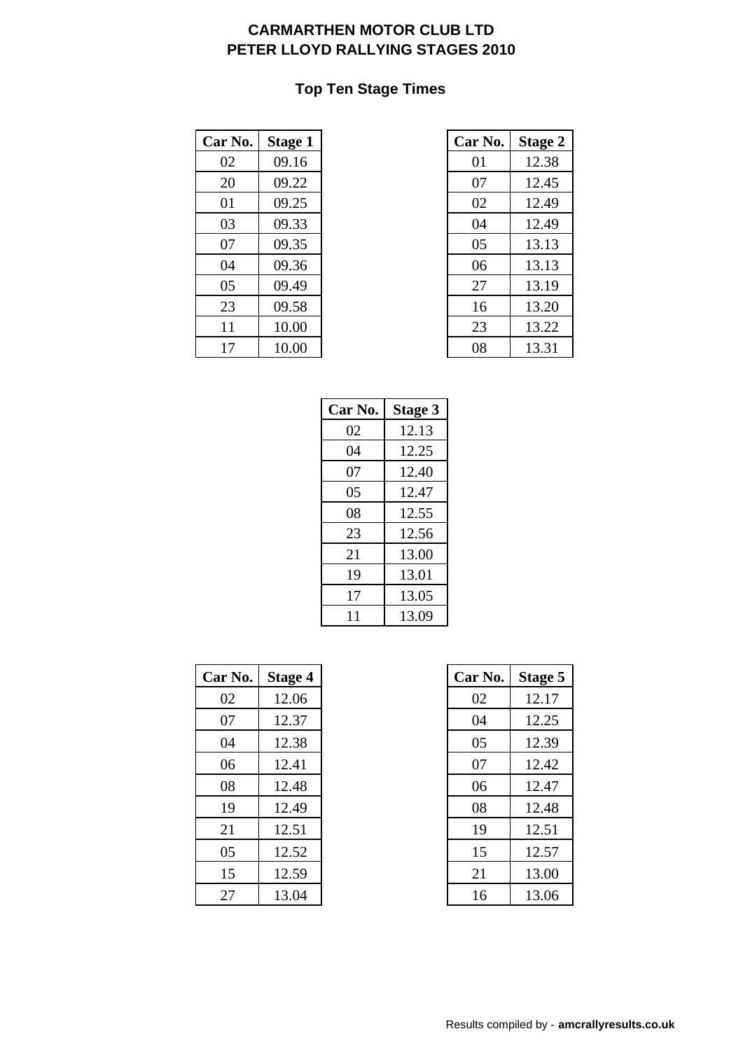# CARMARTHEN MOTOR CLUB LTD
# PETER LLOYD RALLYING STAGES 2010

## Top Ten Stage Times

| Car No. | Stage 1 |
|---|---|
| 02 | 09.16 |
| 20 | 09.22 |
| 01 | 09.25 |
| 03 | 09.33 |
| 07 | 09.35 |
| 04 | 09.36 |
| 05 | 09.49 |
| 23 | 09.58 |
| 11 | 10.00 |
| 17 | 10.00 |

| Car No. | Stage 2 |
|---|---|
| 01 | 12.38 |
| 07 | 12.45 |
| 02 | 12.49 |
| 04 | 12.49 |
| 05 | 13.13 |
| 06 | 13.13 |
| 27 | 13.19 |
| 16 | 13.20 |
| 23 | 13.22 |
| 08 | 13.31 |

| Car No. | Stage 3 |
|---|---|
| 02 | 12.13 |
| 04 | 12.25 |
| 07 | 12.40 |
| 05 | 12.47 |
| 08 | 12.55 |
| 23 | 12.56 |
| 21 | 13.00 |
| 19 | 13.01 |
| 17 | 13.05 |
| 11 | 13.09 |

| Car No. | Stage 4 |
|---|---|
| 02 | 12.06 |
| 07 | 12.37 |
| 04 | 12.38 |
| 06 | 12.41 |
| 08 | 12.48 |
| 19 | 12.49 |
| 21 | 12.51 |
| 05 | 12.52 |
| 15 | 12.59 |
| 27 | 13.04 |

| Car No. | Stage 5 |
|---|---|
| 02 | 12.17 |
| 04 | 12.25 |
| 05 | 12.39 |
| 07 | 12.42 |
| 06 | 12.47 |
| 08 | 12.48 |
| 19 | 12.51 |
| 15 | 12.57 |
| 21 | 13.00 |
| 16 | 13.06 |

Results compiled by - **amcrallyresults.co.uk**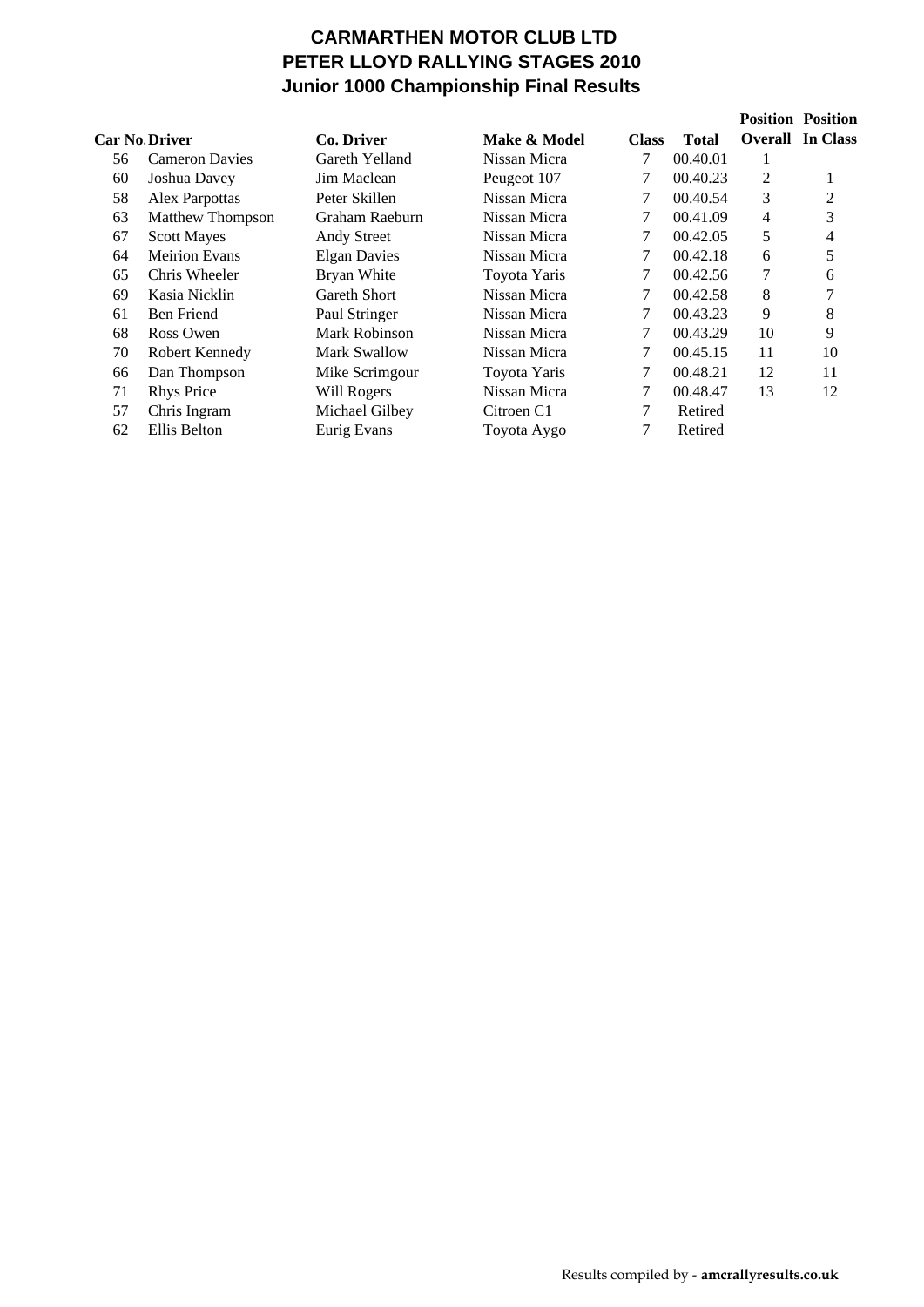# CARMARTHEN MOTOR CLUB LTD
# PETER LLOYD RALLYING STAGES 2010
## Junior 1000 Championship Final Results

| Car No. | Driver | Co. Driver | Make & Model | Class | Total | Position Overall | Position In Class |
|---|---|---|---|---|---|---|---|
| 56 | Cameron Davies | Gareth Yelland | Nissan Micra | 7 | 00.40.01 | 1 | |
| 60 | Joshua Davey | Jim Maclean | Peugeot 107 | 7 | 00.40.23 | 2 | 1 |
| 58 | Alex Parpottas | Peter Skillen | Nissan Micra | 7 | 00.40.54 | 3 | 2 |
| 63 | Matthew Thompson | Graham Raeburn | Nissan Micra | 7 | 00.41.09 | 4 | 3 |
| 67 | Scott Mayes | Andy Street | Nissan Micra | 7 | 00.42.05 | 5 | 4 |
| 64 | Meirion Evans | Elgan Davies | Nissan Micra | 7 | 00.42.18 | 6 | 5 |
| 65 | Chris Wheeler | Bryan White | Toyota Yaris | 7 | 00.42.56 | 7 | 6 |
| 69 | Kasia Nicklin | Gareth Short | Nissan Micra | 7 | 00.42.58 | 8 | 7 |
| 61 | Ben Friend | Paul Stringer | Nissan Micra | 7 | 00.43.23 | 9 | 8 |
| 68 | Ross Owen | Mark Robinson | Nissan Micra | 7 | 00.43.29 | 10 | 9 |
| 70 | Robert Kennedy | Mark Swallow | Nissan Micra | 7 | 00.45.15 | 11 | 10 |
| 66 | Dan Thompson | Mike Scrimgour | Toyota Yaris | 7 | 00.48.21 | 12 | 11 |
| 71 | Rhys Price | Will Rogers | Nissan Micra | 7 | 00.48.47 | 13 | 12 |
| 57 | Chris Ingram | Michael Gilbey | Citroen C1 | 7 | Retired | | |
| 62 | Ellis Belton | Eurig Evans | Toyota Aygo | 7 | Retired | | |

Results compiled by - **amcrallyresults.co.uk**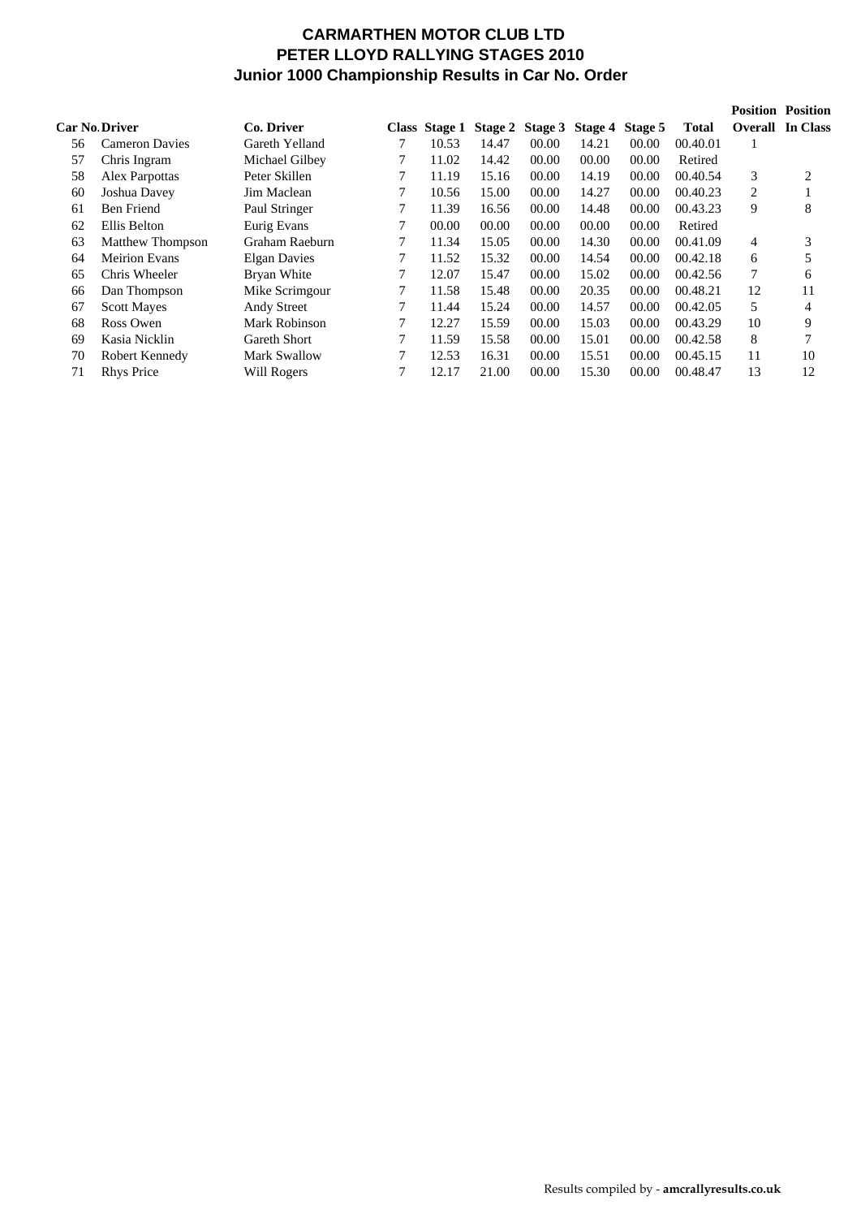# CARMARTHEN MOTOR CLUB LTD
## PETER LLOYD RALLYING STAGES 2010
### Junior 1000 Championship Results in Car No. Order

| Car No. | Driver | Co. Driver | Class | Stage 1 | Stage 2 | Stage 3 | Stage 4 | Stage 5 | Total | Position Overall | Position In Class |
|---|---|---|---|---|---|---|---|---|---|---|---|
| 56 | Cameron Davies | Gareth Yelland | 7 | 10.53 | 14.47 | 00.00 | 14.21 | 00.00 | 00.40.01 | 1 | |
| 57 | Chris Ingram | Michael Gilbey | 7 | 11.02 | 14.42 | 00.00 | 00.00 | 00.00 | Retired | | |
| 58 | Alex Parpottas | Peter Skillen | 7 | 11.19 | 15.16 | 00.00 | 14.19 | 00.00 | 00.40.54 | 3 | 2 |
| 60 | Joshua Davey | Jim Maclean | 7 | 10.56 | 15.00 | 00.00 | 14.27 | 00.00 | 00.40.23 | 2 | 1 |
| 61 | Ben Friend | Paul Stringer | 7 | 11.39 | 16.56 | 00.00 | 14.48 | 00.00 | 00.43.23 | 9 | 8 |
| 62 | Ellis Belton | Eurig Evans | 7 | 00.00 | 00.00 | 00.00 | 00.00 | 00.00 | Retired | | |
| 63 | Matthew Thompson | Graham Raeburn | 7 | 11.34 | 15.05 | 00.00 | 14.30 | 00.00 | 00.41.09 | 4 | 3 |
| 64 | Meirion Evans | Elgan Davies | 7 | 11.52 | 15.32 | 00.00 | 14.54 | 00.00 | 00.42.18 | 6 | 5 |
| 65 | Chris Wheeler | Bryan White | 7 | 12.07 | 15.47 | 00.00 | 15.02 | 00.00 | 00.42.56 | 7 | 6 |
| 66 | Dan Thompson | Mike Scrimgour | 7 | 11.58 | 15.48 | 00.00 | 20.35 | 00.00 | 00.48.21 | 12 | 11 |
| 67 | Scott Mayes | Andy Street | 7 | 11.44 | 15.24 | 00.00 | 14.57 | 00.00 | 00.42.05 | 5 | 4 |
| 68 | Ross Owen | Mark Robinson | 7 | 12.27 | 15.59 | 00.00 | 15.03 | 00.00 | 00.43.29 | 10 | 9 |
| 69 | Kasia Nicklin | Gareth Short | 7 | 11.59 | 15.58 | 00.00 | 15.01 | 00.00 | 00.42.58 | 8 | 7 |
| 70 | Robert Kennedy | Mark Swallow | 7 | 12.53 | 16.31 | 00.00 | 15.51 | 00.00 | 00.45.15 | 11 | 10 |
| 71 | Rhys Price | Will Rogers | 7 | 12.17 | 21.00 | 00.00 | 15.30 | 00.00 | 00.48.47 | 13 | 12 |

Results compiled by - **amcrallyresults.co.uk**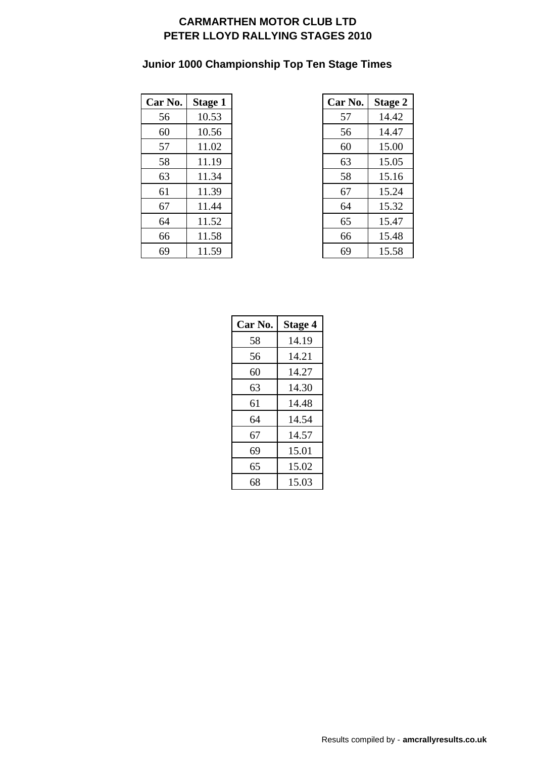# CARMARTHEN MOTOR CLUB LTD
# PETER LLOYD RALLYING STAGES 2010

## Junior 1000 Championship Top Ten Stage Times

| Car No. | Stage 1 |
|---|---|
| 56 | 10.53 |
| 60 | 10.56 |
| 57 | 11.02 |
| 58 | 11.19 |
| 63 | 11.34 |
| 61 | 11.39 |
| 67 | 11.44 |
| 64 | 11.52 |
| 66 | 11.58 |
| 69 | 11.59 |

| Car No. | Stage 2 |
|---|---|
| 57 | 14.42 |
| 56 | 14.47 |
| 60 | 15.00 |
| 63 | 15.05 |
| 58 | 15.16 |
| 67 | 15.24 |
| 64 | 15.32 |
| 65 | 15.47 |
| 66 | 15.48 |
| 69 | 15.58 |

| Car No. | Stage 4 |
|---|---|
| 58 | 14.19 |
| 56 | 14.21 |
| 60 | 14.27 |
| 63 | 14.30 |
| 61 | 14.48 |
| 64 | 14.54 |
| 67 | 14.57 |
| 69 | 15.01 |
| 65 | 15.02 |
| 68 | 15.03 |

Results compiled by - **amcrallyresults.co.uk**